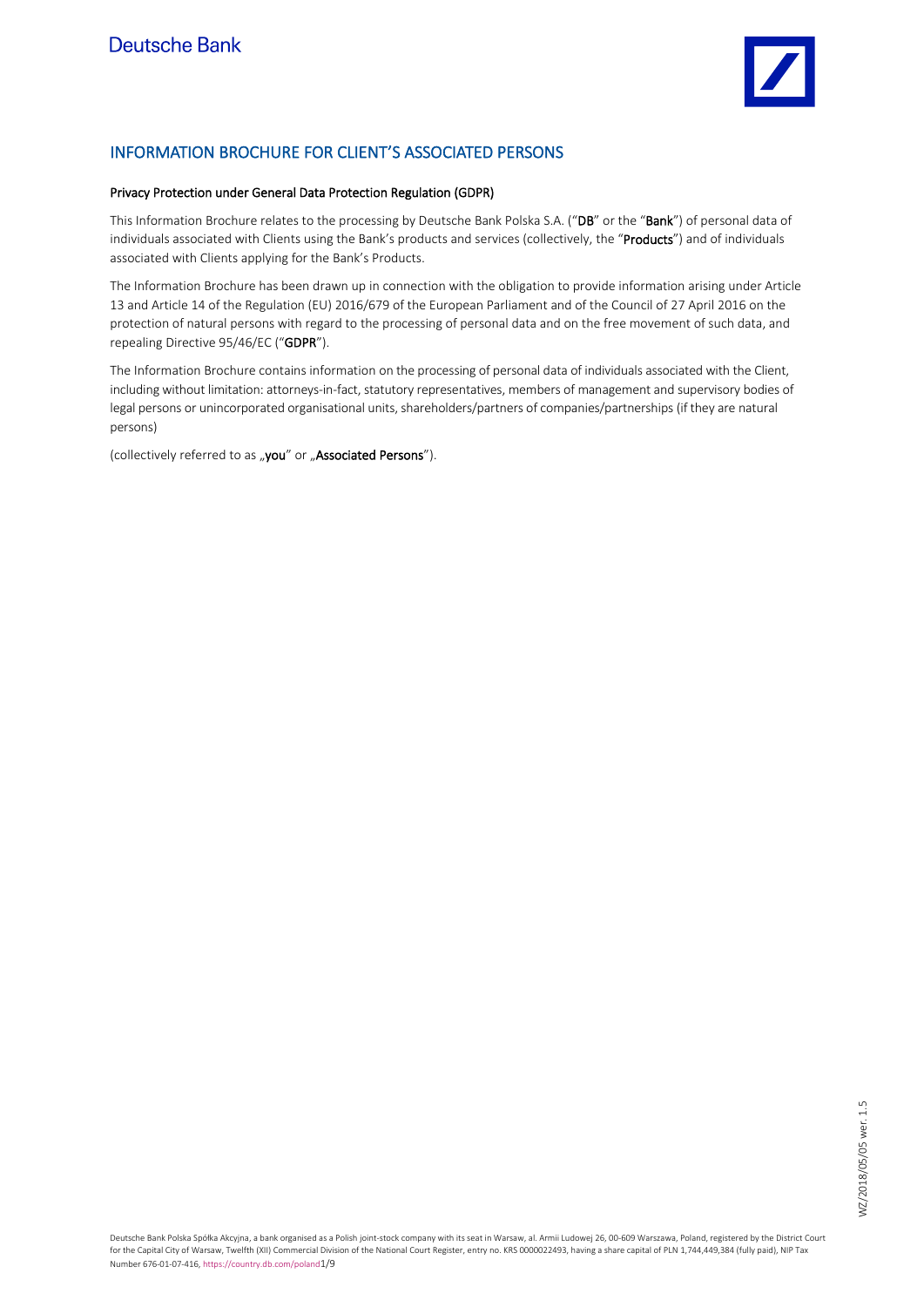# INFORMATION BROCHURE FOR CLIENT'S ASSOCIATED PERSONS

## Privacy Protection under General Data Protection Regulation (GDPR)

This Information Brochure relates to the processing by Deutsche Bank Polska S.A. ("**DB**" or the "**Bank**") of personal data of individuals associated with Clients using the Bank's products and services (collectively, the "**Products**") and of individuals associated with Clients applying for the Bank's Products.

The Information Brochure has been drawn up in connection with the obligation to provide information arising under Article 13 and Article 14 of the Regulation (EU) 2016/679 of the European Parliament and of the Council of 27 April 2016 on the protection of natural persons with regard to the processing of personal data and on the free movement of such data, and repealing Directive 95/46/EC ("**GDPR**").

The Information Brochure contains information on the processing of personal data of individuals associated with the Client, including without limitation: attorneys-in-fact, statutory representatives, members of management and supervisory bodies of legal persons or unincorporated organisational units, shareholders/partners of companies/partnerships (if they are natural persons)

(collectively referred to as „**you**" or „**Associated Persons**").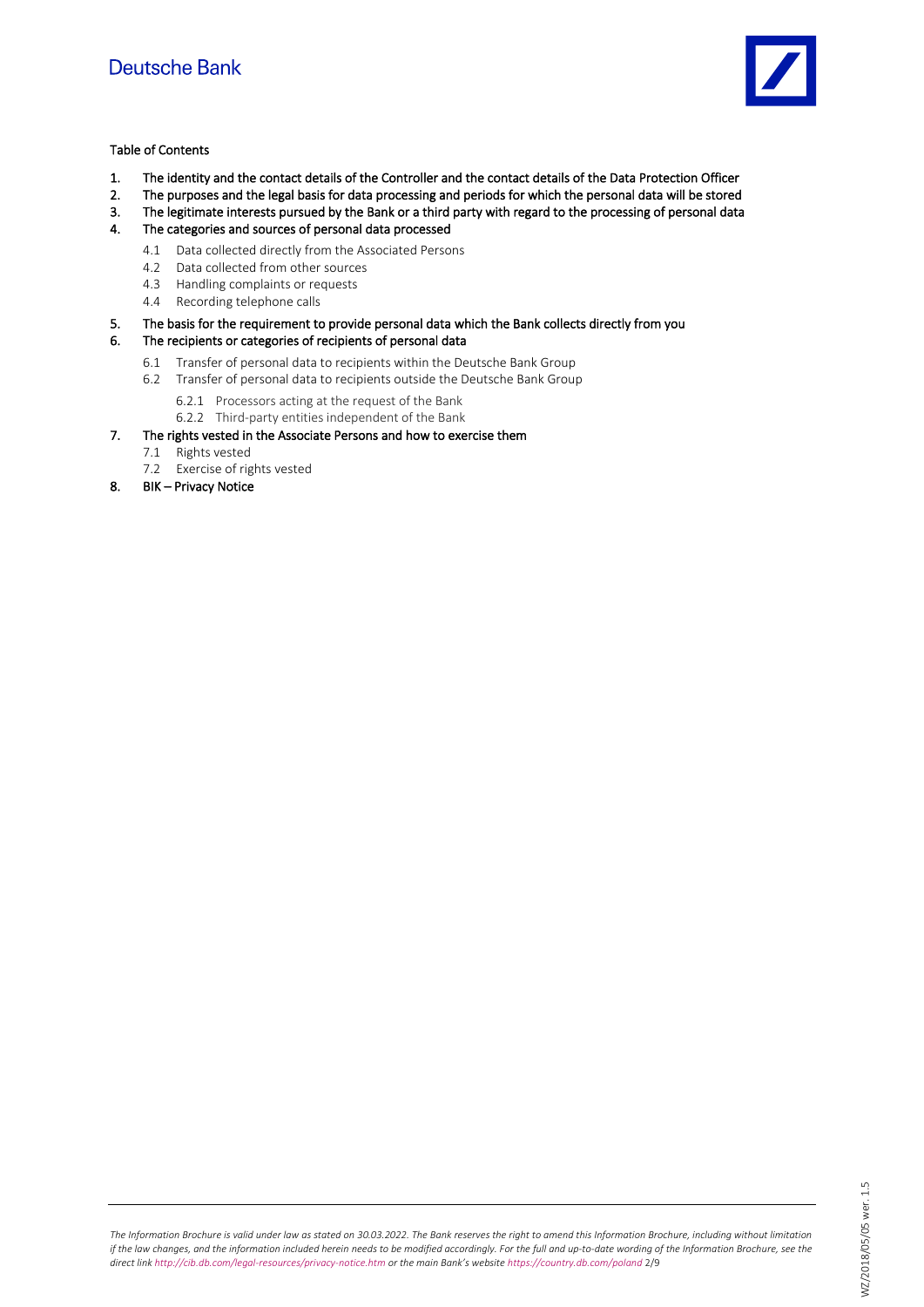Table of Contents

1. **The identity and the contact details of the Controller and the contact details of the Data Protection Officer**
2. **The purposes and the legal basis for data processing and periods for which the personal data will be stored**
3. **The legitimate interests pursued by the Bank or a third party with regard to the processing of personal data**
4. **The categories and sources of personal data processed**
   - 4.1 Data collected directly from the Associated Persons
   - 4.2 Data collected from other sources
   - 4.3 Handling complaints or requests
   - 4.4 Recording telephone calls
5. **The basis for the requirement to provide personal data which the Bank collects directly from you**
6. **The recipients or categories of recipients of personal data**
   - 6.1 Transfer of personal data to recipients within the Deutsche Bank Group
   - 6.2 Transfer of personal data to recipients outside the Deutsche Bank Group
     - 6.2.1 Processors acting at the request of the Bank
     - 6.2.2 Third-party entities independent of the Bank
7. **The rights vested in the Associate Persons and how to exercise them**
   - 7.1 Rights vested
   - 7.2 Exercise of rights vested
8. **BIK – Privacy Notice**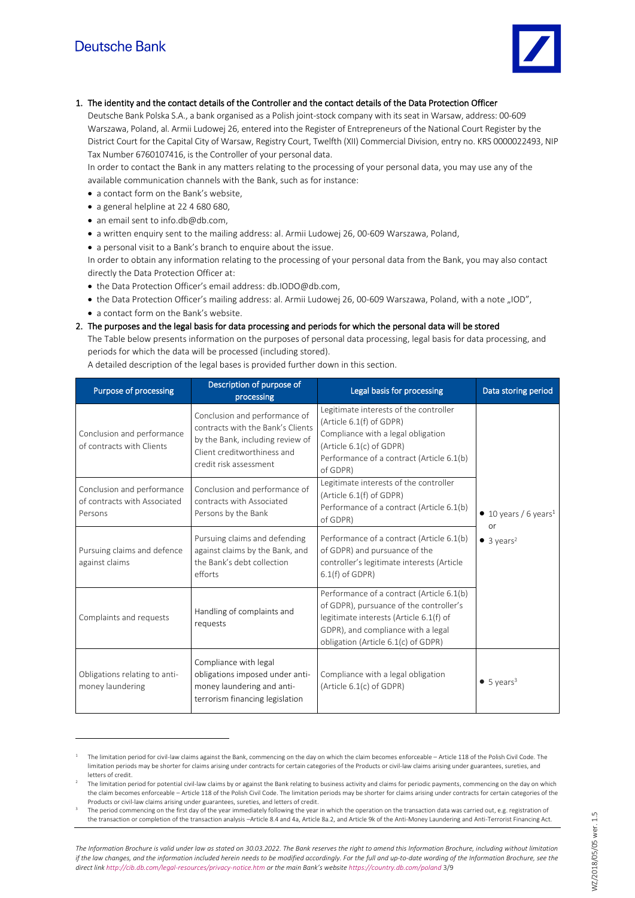Deutsche Bank

1. **The identity and the contact details of the Controller and the contact details of the Data Protection Officer**

Deutsche Bank Polska S.A., a bank organised as a Polish joint-stock company with its seat in Warsaw, address: 00-609 Warszawa, Poland, al. Armii Ludowej 26, entered into the Register of Entrepreneurs of the National Court Register by the District Court for the Capital City of Warsaw, Registry Court, Twelfth (XII) Commercial Division, entry no. KRS 0000022493, NIP Tax Number 6760107416, is the Controller of your personal data.

In order to contact the Bank in any matters relating to the processing of your personal data, you may use any of the available communication channels with the Bank, such as for instance:

- a contact form on the Bank's website,
- a general helpline at 22 4 680 680,
- an email sent to info.db@db.com,
- a written enquiry sent to the mailing address: al. Armii Ludowej 26, 00-609 Warszawa, Poland,
- a personal visit to a Bank's branch to enquire about the issue.

In order to obtain any information relating to the processing of your personal data from the Bank, you may also contact directly the Data Protection Officer at:

- the Data Protection Officer's email address: db.IODO@db.com,
- the Data Protection Officer's mailing address: al. Armii Ludowej 26, 00-609 Warszawa, Poland, with a note „IOD",
- a contact form on the Bank's website.

2. **The purposes and the legal basis for data processing and periods for which the personal data will be stored**

The Table below presents information on the purposes of personal data processing, legal basis for data processing, and periods for which the data will be processed (including stored).

A detailed description of the legal bases is provided further down in this section.

| Purpose of processing | Description of purpose of processing | Legal basis for processing | Data storing period |
|---|---|---|---|
| Conclusion and performance of contracts with Clients | Conclusion and performance of contracts with the Bank's Clients by the Bank, including review of Client creditworthiness and credit risk assessment | Legitimate interests of the controller (Article 6.1(f) of GDPR) Compliance with a legal obligation (Article 6.1(c) of GDPR) Performance of a contract (Article 6.1(b) of GDPR) | • 10 years / 6 years[1] or • 3 years[2] |
| Conclusion and performance of contracts with Associated Persons | Conclusion and performance of contracts with Associated Persons by the Bank | Legitimate interests of the controller (Article 6.1(f) of GDPR) Performance of a contract (Article 6.1(b) of GDPR) | |
| Pursuing claims and defence against claims | Pursuing claims and defending against claims by the Bank, and the Bank's debt collection efforts | Performance of a contract (Article 6.1(b) of GDPR) and pursuance of the controller's legitimate interests (Article 6.1(f) of GDPR) | |
| Complaints and requests | Handling of complaints and requests | Performance of a contract (Article 6.1(b) of GDPR), pursuance of the controller's legitimate interests (Article 6.1(f) of GDPR), and compliance with a legal obligation (Article 6.1(c) of GDPR) | |
| Obligations relating to anti-money laundering | Compliance with legal obligations imposed under anti-money laundering and anti-terrorism financing legislation | Compliance with a legal obligation (Article 6.1(c) of GDPR) | • 5 years[3] |

[1] The limitation period for civil-law claims against the Bank, commencing on the day on which the claim becomes enforceable – Article 118 of the Polish Civil Code. The limitation periods may be shorter for claims arising under contracts for certain categories of the Products or civil-law claims arising under guarantees, sureties, and letters of credit.

[2] The limitation period for potential civil-law claims by or against the Bank relating to business activity and claims for periodic payments, commencing on the day on which the claim becomes enforceable – Article 118 of the Polish Civil Code. The limitation periods may be shorter for claims arising under contracts for certain categories of the Products or civil-law claims arising under guarantees, sureties, and letters of credit.

[3] The period commencing on the first day of the year immediately following the year in which the operation on the transaction data was carried out, e.g. registration of the transaction or completion of the transaction analysis –Article 8.4 and 4a, Article 8a.2, and Article 9k of the Anti-Money Laundering and Anti-Terrorist Financing Act.

*The Information Brochure is valid under law as stated on 30.03.2022. The Bank reserves the right to amend this Information Brochure, including without limitation if the law changes, and the information included herein needs to be modified accordingly. For the full and up-to-date wording of the Information Brochure, see the direct link http://cib.db.com/legal-resources/privacy-notice.htm or the main Bank's website https://country.db.com/poland*

WZ/2018/05/05 wer. 1.5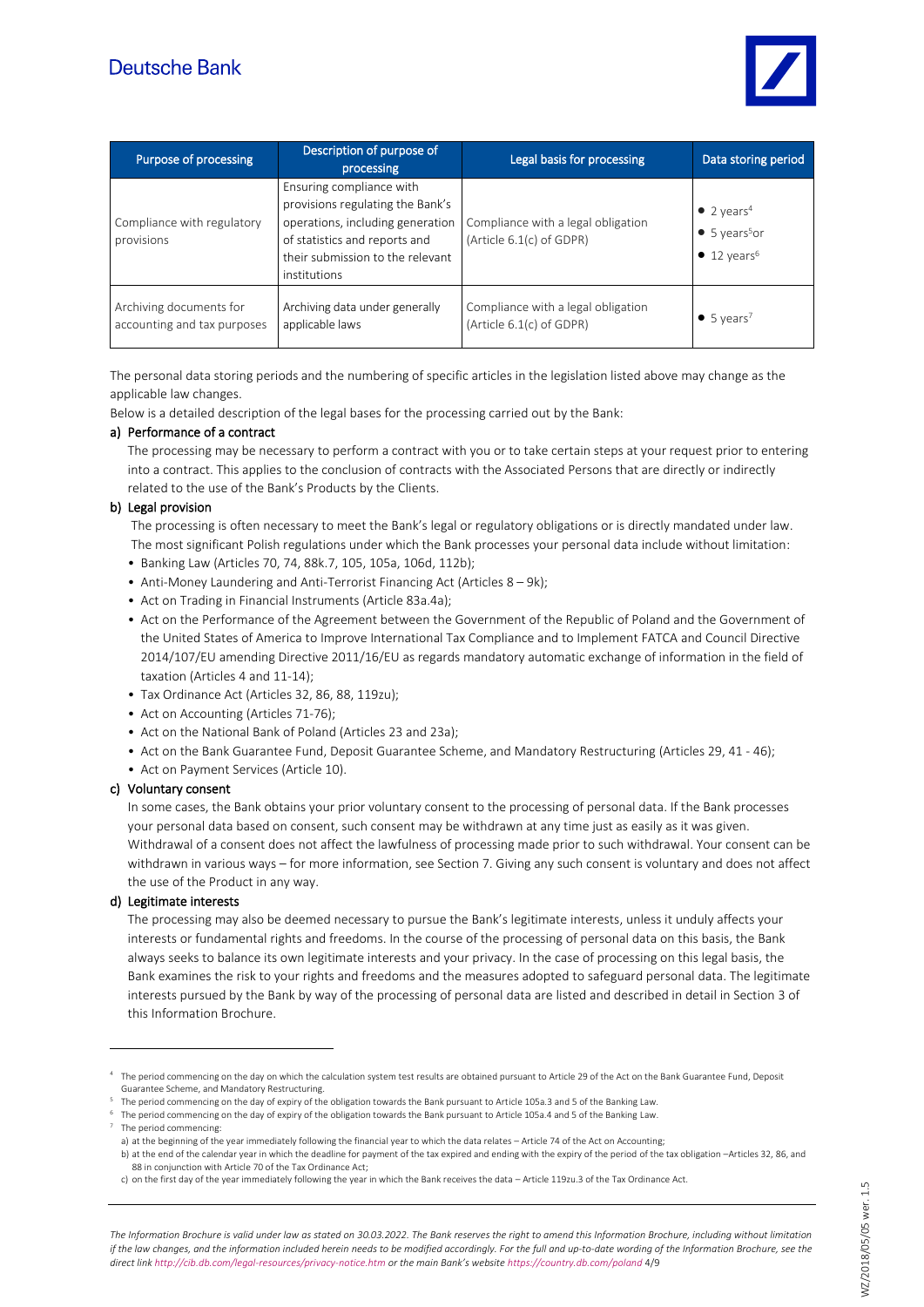| Purpose of processing | Description of purpose of processing | Legal basis for processing | Data storing period |
| --- | --- | --- | --- |
| Compliance with regulatory provisions | Ensuring compliance with provisions regulating the Bank's operations, including generation of statistics and reports and their submission to the relevant institutions | Compliance with a legal obligation (Article 6.1(c) of GDPR) | • 2 years[4]<br>• 5 years[5] or<br>• 12 years[6] |
| Archiving documents for accounting and tax purposes | Archiving data under generally applicable laws | Compliance with a legal obligation (Article 6.1(c) of GDPR) | • 5 years[7] |

The personal data storing periods and the numbering of specific articles in the legislation listed above may change as the applicable law changes.

Below is a detailed description of the legal bases for the processing carried out by the Bank:

**a) Performance of a contract**

The processing may be necessary to perform a contract with you or to take certain steps at your request prior to entering into a contract. This applies to the conclusion of contracts with the Associated Persons that are directly or indirectly related to the use of the Bank's Products by the Clients.

**b) Legal provision**

The processing is often necessary to meet the Bank's legal or regulatory obligations or is directly mandated under law. The most significant Polish regulations under which the Bank processes your personal data include without limitation:

- Banking Law (Articles 70, 74, 88k.7, 105, 105a, 106d, 112b);
- Anti-Money Laundering and Anti-Terrorist Financing Act (Articles 8 – 9k);
- Act on Trading in Financial Instruments (Article 83a.4a);
- Act on the Performance of the Agreement between the Government of the Republic of Poland and the Government of the United States of America to Improve International Tax Compliance and to Implement FATCA and Council Directive 2014/107/EU amending Directive 2011/16/EU as regards mandatory automatic exchange of information in the field of taxation (Articles 4 and 11-14);
- Tax Ordinance Act (Articles 32, 86, 88, 119zu);
- Act on Accounting (Articles 71-76);
- Act on the National Bank of Poland (Articles 23 and 23a);
- Act on the Bank Guarantee Fund, Deposit Guarantee Scheme, and Mandatory Restructuring (Articles 29, 41 - 46);
- Act on Payment Services (Article 10).

**c) Voluntary consent**

In some cases, the Bank obtains your prior voluntary consent to the processing of personal data. If the Bank processes your personal data based on consent, such consent may be withdrawn at any time just as easily as it was given. Withdrawal of a consent does not affect the lawfulness of processing made prior to such withdrawal. Your consent can be withdrawn in various ways – for more information, see Section 7. Giving any such consent is voluntary and does not affect the use of the Product in any way.

**d) Legitimate interests**

The processing may also be deemed necessary to pursue the Bank's legitimate interests, unless it unduly affects your interests or fundamental rights and freedoms. In the course of the processing of personal data on this basis, the Bank always seeks to balance its own legitimate interests and your privacy. In the case of processing on this legal basis, the Bank examines the risk to your rights and freedoms and the measures adopted to safeguard personal data. The legitimate interests pursued by the Bank by way of the processing of personal data are listed and described in detail in Section 3 of this Information Brochure.

---

[4] The period commencing on the day on which the calculation system test results are obtained pursuant to Article 29 of the Act on the Bank Guarantee Fund, Deposit Guarantee Scheme, and Mandatory Restructuring.

[5] The period commencing on the day of expiry of the obligation towards the Bank pursuant to Article 105a.3 and 5 of the Banking Law.

[6] The period commencing on the day of expiry of the obligation towards the Bank pursuant to Article 105a.4 and 5 of the Banking Law.

[7] The period commencing:

a) at the beginning of the year immediately following the financial year to which the data relates – Article 74 of the Act on Accounting;

b) at the end of the calendar year in which the deadline for payment of the tax expired and ending with the expiry of the period of the tax obligation –Articles 32, 86, and 88 in conjunction with Article 70 of the Tax Ordinance Act;

c) on the first day of the year immediately following the year in which the Bank receives the data – Article 119zu.3 of the Tax Ordinance Act.

*The Information Brochure is valid under law as stated on 30.03.2022. The Bank reserves the right to amend this Information Brochure, including without limitation if the law changes, and the information included herein needs to be modified accordingly. For the full and up-to-date wording of the Information Brochure, see the direct link http://cib.db.com/legal-resources/privacy-notice.htm or the main Bank's website https://country.db.com/poland*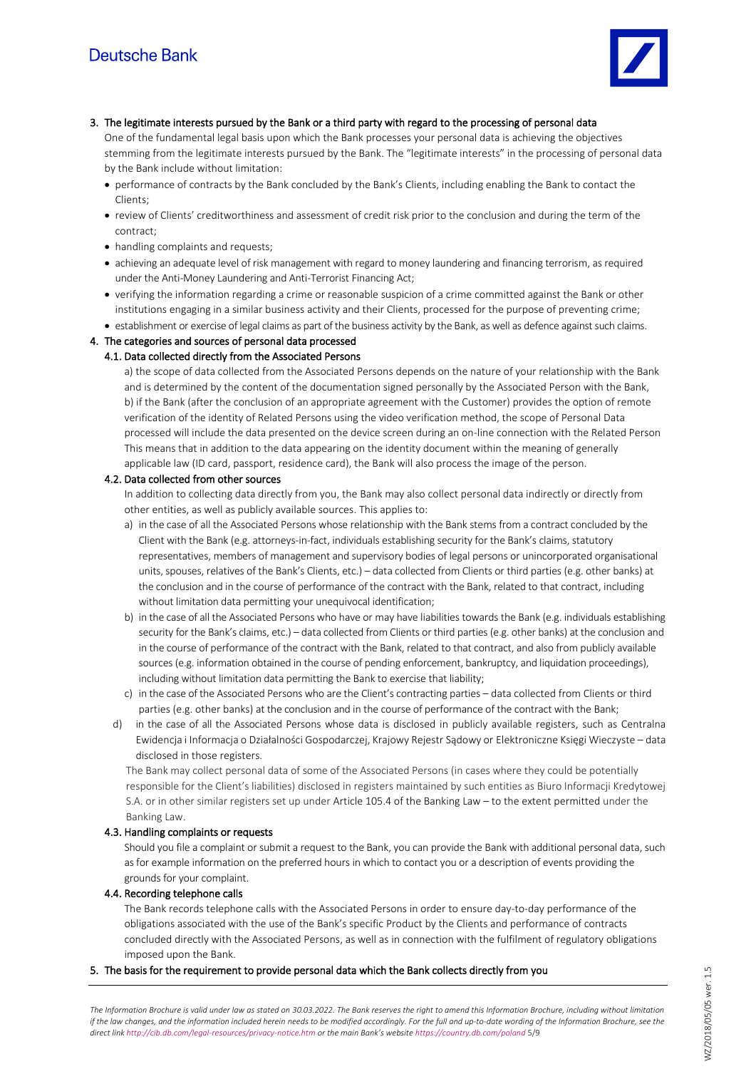## 3. The legitimate interests pursued by the Bank or a third party with regard to the processing of personal data

One of the fundamental legal basis upon which the Bank processes your personal data is achieving the objectives stemming from the legitimate interests pursued by the Bank. The "legitimate interests" in the processing of personal data by the Bank include without limitation:

- performance of contracts by the Bank concluded by the Bank's Clients, including enabling the Bank to contact the Clients;
- review of Clients' creditworthiness and assessment of credit risk prior to the conclusion and during the term of the contract;
- handling complaints and requests;
- achieving an adequate level of risk management with regard to money laundering and financing terrorism, as required under the Anti-Money Laundering and Anti-Terrorist Financing Act;
- verifying the information regarding a crime or reasonable suspicion of a crime committed against the Bank or other institutions engaging in a similar business activity and their Clients, processed for the purpose of preventing crime;
- establishment or exercise of legal claims as part of the business activity by the Bank, as well as defence against such claims.

## 4. The categories and sources of personal data processed

### 4.1. Data collected directly from the Associated Persons

a) the scope of data collected from the Associated Persons depends on the nature of your relationship with the Bank and is determined by the content of the documentation signed personally by the Associated Person with the Bank,
b) if the Bank (after the conclusion of an appropriate agreement with the Customer) provides the option of remote verification of the identity of Related Persons using the video verification method, the scope of Personal Data processed will include the data presented on the device screen during an on-line connection with the Related Person This means that in addition to the data appearing on the identity document within the meaning of generally applicable law (ID card, passport, residence card), the Bank will also process the image of the person.

### 4.2. Data collected from other sources

In addition to collecting data directly from you, the Bank may also collect personal data indirectly or directly from other entities, as well as publicly available sources. This applies to:

a) in the case of all the Associated Persons whose relationship with the Bank stems from a contract concluded by the Client with the Bank (e.g. attorneys-in-fact, individuals establishing security for the Bank's claims, statutory representatives, members of management and supervisory bodies of legal persons or unincorporated organisational units, spouses, relatives of the Bank's Clients, etc.) – data collected from Clients or third parties (e.g. other banks) at the conclusion and in the course of performance of the contract with the Bank, related to that contract, including without limitation data permitting your unequivocal identification;
b) in the case of all the Associated Persons who have or may have liabilities towards the Bank (e.g. individuals establishing security for the Bank's claims, etc.) – data collected from Clients or third parties (e.g. other banks) at the conclusion and in the course of performance of the contract with the Bank, related to that contract, and also from publicly available sources (e.g. information obtained in the course of pending enforcement, bankruptcy, and liquidation proceedings), including without limitation data permitting the Bank to exercise that liability;
c) in the case of the Associated Persons who are the Client's contracting parties – data collected from Clients or third parties (e.g. other banks) at the conclusion and in the course of performance of the contract with the Bank;
d) in the case of all the Associated Persons whose data is disclosed in publicly available registers, such as Centralna Ewidencja i Informacja o Działalności Gospodarczej, Krajowy Rejestr Sądowy or Elektroniczne Księgi Wieczyste – data disclosed in those registers.

The Bank may collect personal data of some of the Associated Persons (in cases where they could be potentially responsible for the Client's liabilities) disclosed in registers maintained by such entities as Biuro Informacji Kredytowej S.A. or in other similar registers set up under Article 105.4 of the Banking Law – to the extent permitted under the Banking Law.

### 4.3. Handling complaints or requests

Should you file a complaint or submit a request to the Bank, you can provide the Bank with additional personal data, such as for example information on the preferred hours in which to contact you or a description of events providing the grounds for your complaint.

### 4.4. Recording telephone calls

The Bank records telephone calls with the Associated Persons in order to ensure day-to-day performance of the obligations associated with the use of the Bank's specific Product by the Clients and performance of contracts concluded directly with the Associated Persons, as well as in connection with the fulfilment of regulatory obligations imposed upon the Bank.

## 5. The basis for the requirement to provide personal data which the Bank collects directly from you

*The Information Brochure is valid under law as stated on 30.03.2022. The Bank reserves the right to amend this Information Brochure, including without limitation if the law changes, and the information included herein needs to be modified accordingly. For the full and up-to-date wording of the Information Brochure, see the direct link http://cib.db.com/legal-resources/privacy-notice.htm or the main Bank's website https://country.db.com/poland*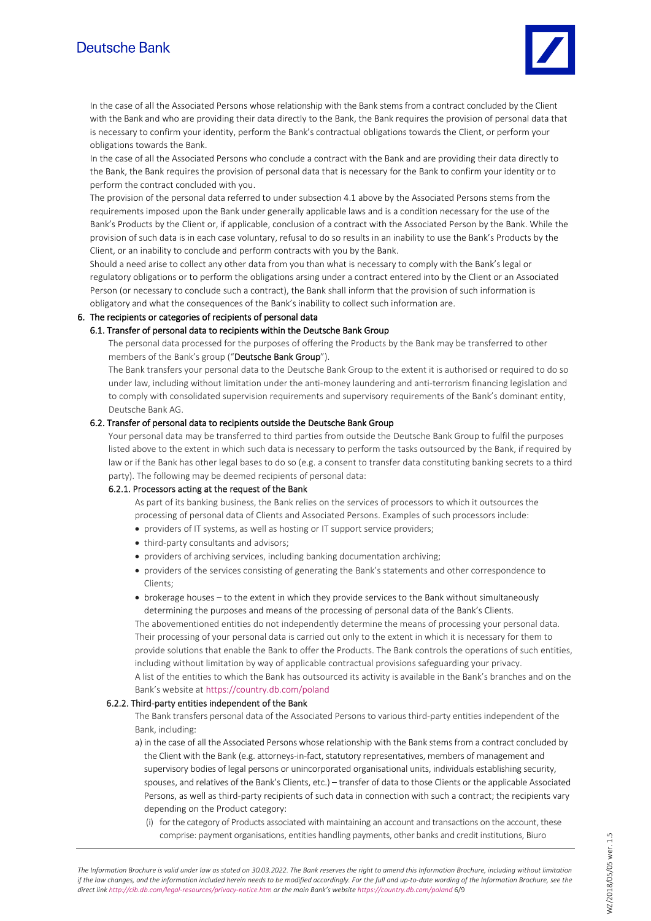In the case of all the Associated Persons whose relationship with the Bank stems from a contract concluded by the Client with the Bank and who are providing their data directly to the Bank, the Bank requires the provision of personal data that is necessary to confirm your identity, perform the Bank's contractual obligations towards the Client, or perform your obligations towards the Bank.

In the case of all the Associated Persons who conclude a contract with the Bank and are providing their data directly to the Bank, the Bank requires the provision of personal data that is necessary for the Bank to confirm your identity or to perform the contract concluded with you.

The provision of the personal data referred to under subsection 4.1 above by the Associated Persons stems from the requirements imposed upon the Bank under generally applicable laws and is a condition necessary for the use of the Bank's Products by the Client or, if applicable, conclusion of a contract with the Associated Person by the Bank. While the provision of such data is in each case voluntary, refusal to do so results in an inability to use the Bank's Products by the Client, or an inability to conclude and perform contracts with you by the Bank.

Should a need arise to collect any other data from you than what is necessary to comply with the Bank's legal or regulatory obligations or to perform the obligations arsing under a contract entered into by the Client or an Associated Person (or necessary to conclude such a contract), the Bank shall inform that the provision of such information is obligatory and what the consequences of the Bank's inability to collect such information are.

## 6. The recipients or categories of recipients of personal data

### 6.1. Transfer of personal data to recipients within the Deutsche Bank Group

The personal data processed for the purposes of offering the Products by the Bank may be transferred to other members of the Bank's group ("**Deutsche Bank Group**").

The Bank transfers your personal data to the Deutsche Bank Group to the extent it is authorised or required to do so under law, including without limitation under the anti-money laundering and anti-terrorism financing legislation and to comply with consolidated supervision requirements and supervisory requirements of the Bank's dominant entity, Deutsche Bank AG.

### 6.2. Transfer of personal data to recipients outside the Deutsche Bank Group

Your personal data may be transferred to third parties from outside the Deutsche Bank Group to fulfil the purposes listed above to the extent in which such data is necessary to perform the tasks outsourced by the Bank, if required by law or if the Bank has other legal bases to do so (e.g. a consent to transfer data constituting banking secrets to a third party). The following may be deemed recipients of personal data:

#### 6.2.1. Processors acting at the request of the Bank

As part of its banking business, the Bank relies on the services of processors to which it outsources the processing of personal data of Clients and Associated Persons. Examples of such processors include:

- providers of IT systems, as well as hosting or IT support service providers;
- third-party consultants and advisors;
- providers of archiving services, including banking documentation archiving;
- providers of the services consisting of generating the Bank's statements and other correspondence to Clients;
- brokerage houses – to the extent in which they provide services to the Bank without simultaneously determining the purposes and means of the processing of personal data of the Bank's Clients.

The abovementioned entities do not independently determine the means of processing your personal data. Their processing of your personal data is carried out only to the extent in which it is necessary for them to provide solutions that enable the Bank to offer the Products. The Bank controls the operations of such entities, including without limitation by way of applicable contractual provisions safeguarding your privacy.

A list of the entities to which the Bank has outsourced its activity is available in the Bank's branches and on the Bank's website at https://country.db.com/poland

#### 6.2.2. Third-party entities independent of the Bank

The Bank transfers personal data of the Associated Persons to various third-party entities independent of the Bank, including:

a) in the case of all the Associated Persons whose relationship with the Bank stems from a contract concluded by the Client with the Bank (e.g. attorneys-in-fact, statutory representatives, members of management and supervisory bodies of legal persons or unincorporated organisational units, individuals establishing security, spouses, and relatives of the Bank's Clients, etc.) – transfer of data to those Clients or the applicable Associated Persons, as well as third-party recipients of such data in connection with such a contract; the recipients vary depending on the Product category:

(i) for the category of Products associated with maintaining an account and transactions on the account, these comprise: payment organisations, entities handling payments, other banks and credit institutions, Biuro

*The Information Brochure is valid under law as stated on 30.03.2022. The Bank reserves the right to amend this Information Brochure, including without limitation if the law changes, and the information included herein needs to be modified accordingly. For the full and up-to-date wording of the Information Brochure, see the direct link http://cib.db.com/legal-resources/privacy-notice.htm or the main Bank's website https://country.db.com/poland*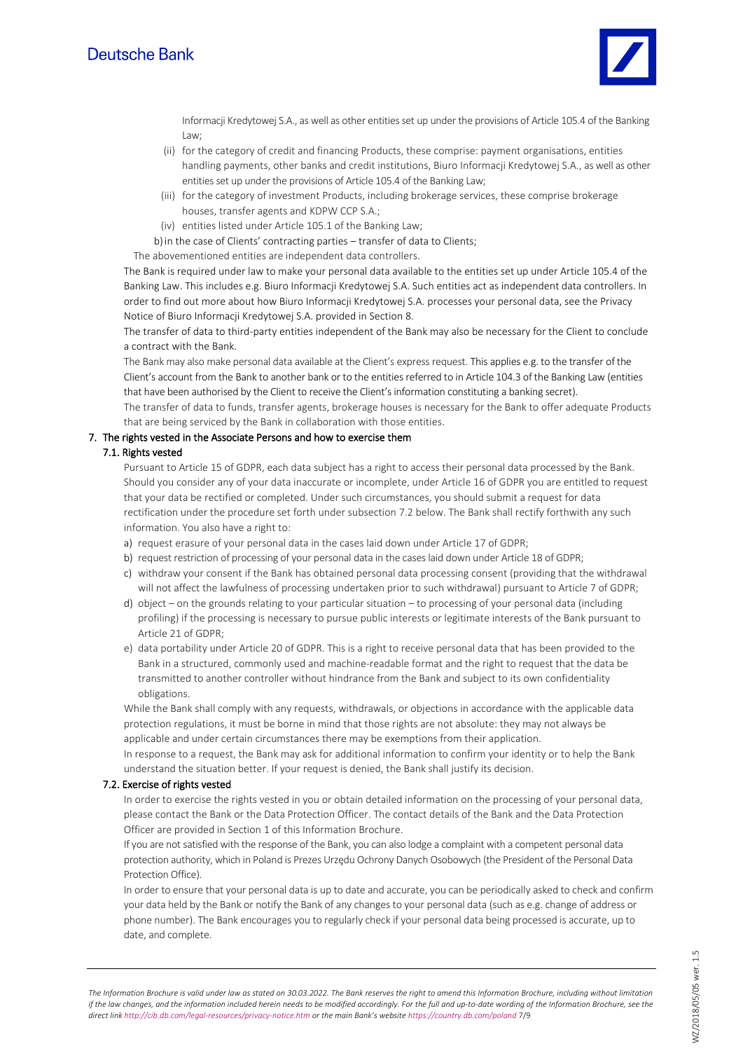Informacji Kredytowej S.A., as well as other entities set up under the provisions of Article 105.4 of the Banking Law;

(ii) for the category of credit and financing Products, these comprise: payment organisations, entities handling payments, other banks and credit institutions, Biuro Informacji Kredytowej S.A., as well as other entities set up under the provisions of Article 105.4 of the Banking Law;

(iii) for the category of investment Products, including brokerage services, these comprise brokerage houses, transfer agents and KDPW CCP S.A.;

(iv) entities listed under Article 105.1 of the Banking Law;

b) in the case of Clients' contracting parties – transfer of data to Clients;

The abovementioned entities are independent data controllers.

The Bank is required under law to make your personal data available to the entities set up under Article 105.4 of the Banking Law. This includes e.g. Biuro Informacji Kredytowej S.A. Such entities act as independent data controllers. In order to find out more about how Biuro Informacji Kredytowej S.A. processes your personal data, see the Privacy Notice of Biuro Informacji Kredytowej S.A. provided in Section 8.

The transfer of data to third-party entities independent of the Bank may also be necessary for the Client to conclude a contract with the Bank.

The Bank may also make personal data available at the Client's express request. This applies e.g. to the transfer of the Client's account from the Bank to another bank or to the entities referred to in Article 104.3 of the Banking Law (entities that have been authorised by the Client to receive the Client's information constituting a banking secret).

The transfer of data to funds, transfer agents, brokerage houses is necessary for the Bank to offer adequate Products that are being serviced by the Bank in collaboration with those entities.

## 7. The rights vested in the Associate Persons and how to exercise them

### 7.1. Rights vested

Pursuant to Article 15 of GDPR, each data subject has a right to access their personal data processed by the Bank. Should you consider any of your data inaccurate or incomplete, under Article 16 of GDPR you are entitled to request that your data be rectified or completed. Under such circumstances, you should submit a request for data rectification under the procedure set forth under subsection 7.2 below. The Bank shall rectify forthwith any such information. You also have a right to:

a) request erasure of your personal data in the cases laid down under Article 17 of GDPR;
b) request restriction of processing of your personal data in the cases laid down under Article 18 of GDPR;
c) withdraw your consent if the Bank has obtained personal data processing consent (providing that the withdrawal will not affect the lawfulness of processing undertaken prior to such withdrawal) pursuant to Article 7 of GDPR;
d) object – on the grounds relating to your particular situation – to processing of your personal data (including profiling) if the processing is necessary to pursue public interests or legitimate interests of the Bank pursuant to Article 21 of GDPR;
e) data portability under Article 20 of GDPR. This is a right to receive personal data that has been provided to the Bank in a structured, commonly used and machine-readable format and the right to request that the data be transmitted to another controller without hindrance from the Bank and subject to its own confidentiality obligations.

While the Bank shall comply with any requests, withdrawals, or objections in accordance with the applicable data protection regulations, it must be borne in mind that those rights are not absolute: they may not always be applicable and under certain circumstances there may be exemptions from their application.

In response to a request, the Bank may ask for additional information to confirm your identity or to help the Bank understand the situation better. If your request is denied, the Bank shall justify its decision.

### 7.2. Exercise of rights vested

In order to exercise the rights vested in you or obtain detailed information on the processing of your personal data, please contact the Bank or the Data Protection Officer. The contact details of the Bank and the Data Protection Officer are provided in Section 1 of this Information Brochure.

If you are not satisfied with the response of the Bank, you can also lodge a complaint with a competent personal data protection authority, which in Poland is Prezes Urzędu Ochrony Danych Osobowych (the President of the Personal Data Protection Office).

In order to ensure that your personal data is up to date and accurate, you can be periodically asked to check and confirm your data held by the Bank or notify the Bank of any changes to your personal data (such as e.g. change of address or phone number). The Bank encourages you to regularly check if your personal data being processed is accurate, up to date, and complete.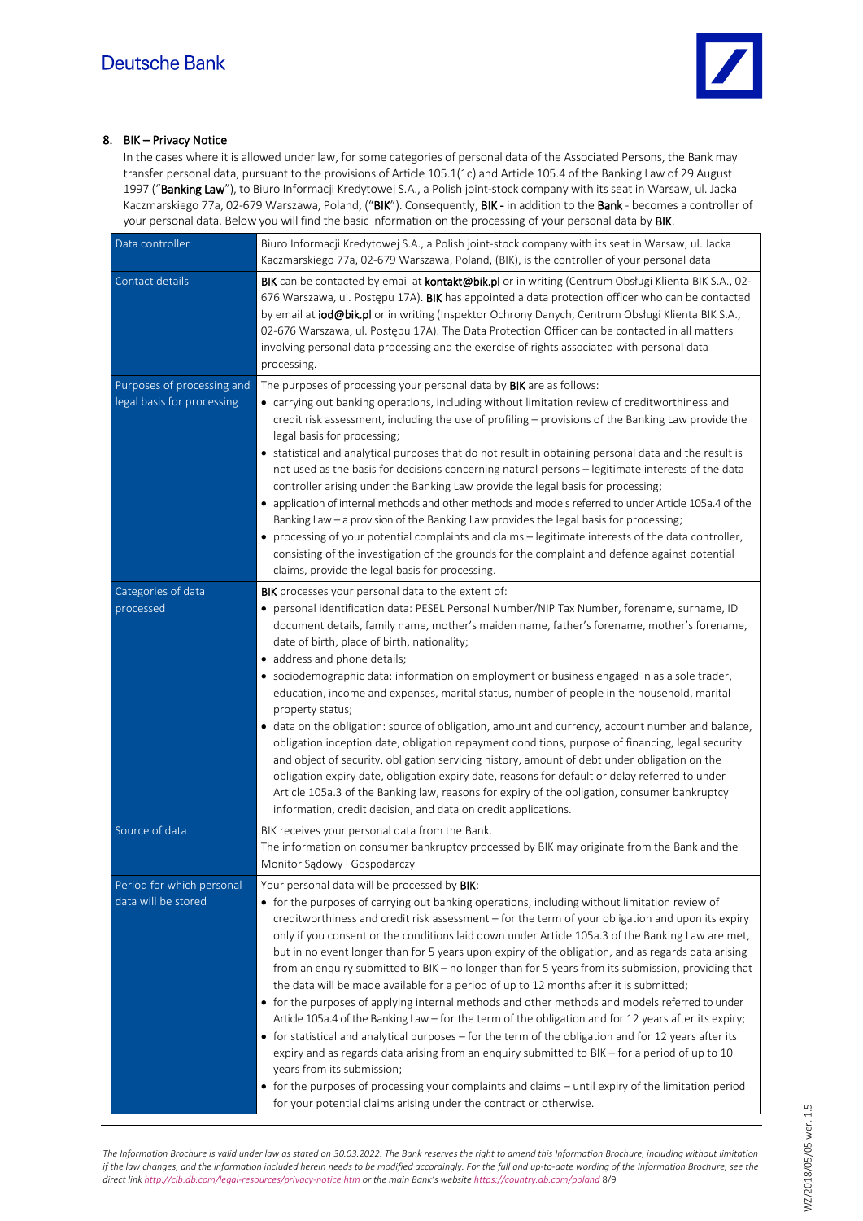## 8. BIK – Privacy Notice

In the cases where it is allowed under law, for some categories of personal data of the Associated Persons, the Bank may transfer personal data, pursuant to the provisions of Article 105.1(1c) and Article 105.4 of the Banking Law of 29 August 1997 ("**Banking Law**"), to Biuro Informacji Kredytowej S.A., a Polish joint-stock company with its seat in Warsaw, ul. Jacka Kaczmarskiego 77a, 02-679 Warszawa, Poland, ("**BIK**"). Consequently, **BIK** - in addition to the **Bank** - becomes a controller of your personal data. Below you will find the basic information on the processing of your personal data by **BIK**.

| | |
|---|---|
| Data controller | Biuro Informacji Kredytowej S.A., a Polish joint-stock company with its seat in Warsaw, ul. Jacka Kaczmarskiego 77a, 02-679 Warszawa, Poland, (BIK), is the controller of your personal data |
| Contact details | **BIK** can be contacted by email at **kontakt@bik.pl** or in writing (Centrum Obsługi Klienta BIK S.A., 02-676 Warszawa, ul. Postępu 17A). **BIK** has appointed a data protection officer who can be contacted by email at **iod@bik.pl** or in writing (Inspektor Ochrony Danych, Centrum Obsługi Klienta BIK S.A., 02-676 Warszawa, ul. Postępu 17A). The Data Protection Officer can be contacted in all matters involving personal data processing and the exercise of rights associated with personal data processing. |
| Purposes of processing and legal basis for processing | The purposes of processing your personal data by **BIK** are as follows:<br>• carrying out banking operations, including without limitation review of creditworthiness and credit risk assessment, including the use of profiling – provisions of the Banking Law provide the legal basis for processing;<br>• statistical and analytical purposes that do not result in obtaining personal data and the result is not used as the basis for decisions concerning natural persons – legitimate interests of the data controller arising under the Banking Law provide the legal basis for processing;<br>• application of internal methods and other methods and models referred to under Article 105a.4 of the Banking Law – a provision of the Banking Law provides the legal basis for processing;<br>• processing of your potential complaints and claims – legitimate interests of the data controller, consisting of the investigation of the grounds for the complaint and defence against potential claims, provide the legal basis for processing. |
| Categories of data processed | **BIK** processes your personal data to the extent of:<br>• personal identification data: PESEL Personal Number/NIP Tax Number, forename, surname, ID document details, family name, mother's maiden name, father's forename, mother's forename, date of birth, place of birth, nationality;<br>• address and phone details;<br>• sociodemographic data: information on employment or business engaged in as a sole trader, education, income and expenses, marital status, number of people in the household, marital property status;<br>• data on the obligation: source of obligation, amount and currency, account number and balance, obligation inception date, obligation repayment conditions, purpose of financing, legal security and object of security, obligation servicing history, amount of debt under obligation on the obligation expiry date, obligation expiry date, reasons for default or delay referred to under Article 105a.3 of the Banking law, reasons for expiry of the obligation, consumer bankruptcy information, credit decision, and data on credit applications. |
| Source of data | BIK receives your personal data from the Bank.<br>The information on consumer bankruptcy processed by BIK may originate from the Bank and the Monitor Sądowy i Gospodarczy |
| Period for which personal data will be stored | Your personal data will be processed by **BIK**:<br>• for the purposes of carrying out banking operations, including without limitation review of creditworthiness and credit risk assessment – for the term of your obligation and upon its expiry only if you consent or the conditions laid down under Article 105a.3 of the Banking Law are met, but in no event longer than for 5 years upon expiry of the obligation, and as regards data arising from an enquiry submitted to BIK – no longer than for 5 years from its submission, providing that the data will be made available for a period of up to 12 months after it is submitted;<br>• for the purposes of applying internal methods and other methods and models referred to under Article 105a.4 of the Banking Law – for the term of the obligation and for 12 years after its expiry;<br>• for statistical and analytical purposes – for the term of the obligation and for 12 years after its expiry and as regards data arising from an enquiry submitted to BIK – for a period of up to 10 years from its submission;<br>• for the purposes of processing your complaints and claims – until expiry of the limitation period for your potential claims arising under the contract or otherwise. |

*The Information Brochure is valid under law as stated on 30.03.2022. The Bank reserves the right to amend this Information Brochure, including without limitation if the law changes, and the information included herein needs to be modified accordingly. For the full and up-to-date wording of the Information Brochure, see the direct link http://cib.db.com/legal-resources/privacy-notice.htm or the main Bank's website https://country.db.com/poland*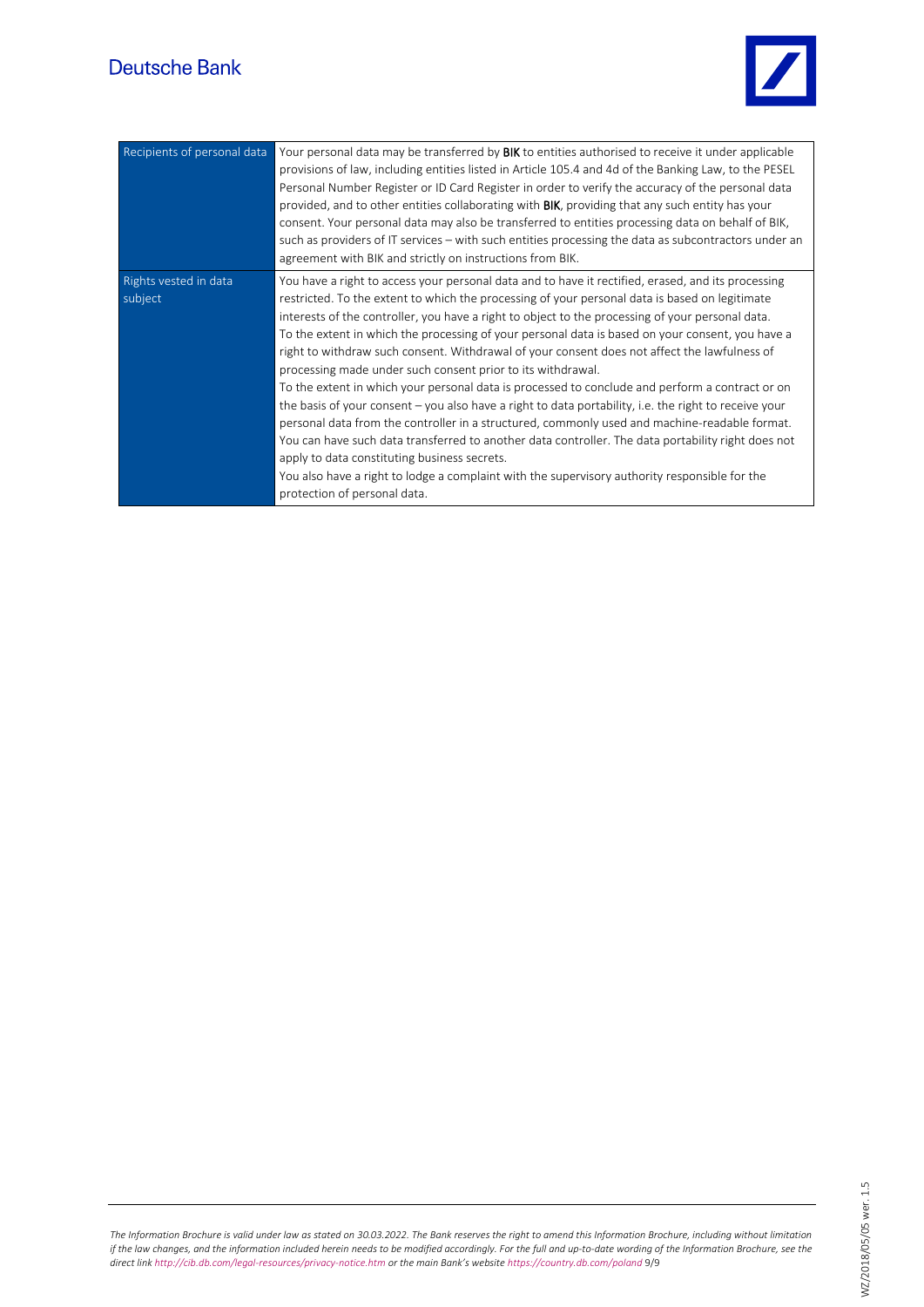| | |
|---|---|
| Recipients of personal data | Your personal data may be transferred by **BIK** to entities authorised to receive it under applicable provisions of law, including entities listed in Article 105.4 and 4d of the Banking Law, to the PESEL Personal Number Register or ID Card Register in order to verify the accuracy of the personal data provided, and to other entities collaborating with **BIK**, providing that any such entity has your consent. Your personal data may also be transferred to entities processing data on behalf of BIK, such as providers of IT services – with such entities processing the data as subcontractors under an agreement with BIK and strictly on instructions from BIK. |
| Rights vested in data subject | You have a right to access your personal data and to have it rectified, erased, and its processing restricted. To the extent to which the processing of your personal data is based on legitimate interests of the controller, you have a right to object to the processing of your personal data.<br>To the extent in which the processing of your personal data is based on your consent, you have a right to withdraw such consent. Withdrawal of your consent does not affect the lawfulness of processing made under such consent prior to its withdrawal.<br>To the extent in which your personal data is processed to conclude and perform a contract or on the basis of your consent – you also have a right to data portability, i.e. the right to receive your personal data from the controller in a structured, commonly used and machine-readable format. You can have such data transferred to another data controller. The data portability right does not apply to data constituting business secrets.<br>You also have a right to lodge a complaint with the supervisory authority responsible for the protection of personal data. |

*The Information Brochure is valid under law as stated on 30.03.2022. The Bank reserves the right to amend this Information Brochure, including without limitation if the law changes, and the information included herein needs to be modified accordingly. For the full and up-to-date wording of the Information Brochure, see the direct link http://cib.db.com/legal-resources/privacy-notice.htm or the main Bank's website https://country.db.com/poland*

WZ/2018/05/05 wer. 1.5